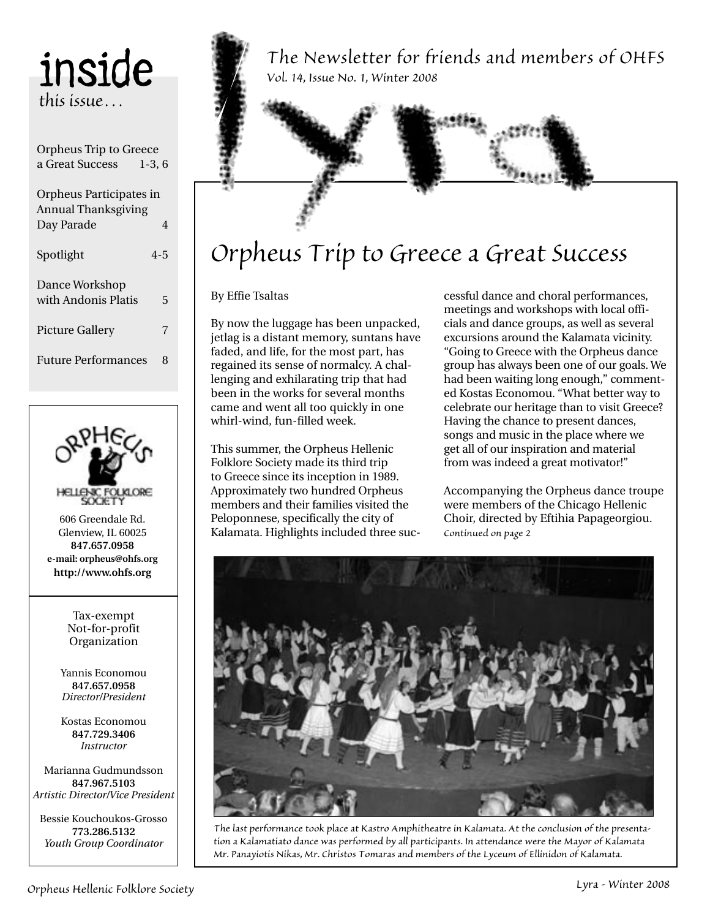# Lyra

The Newsletter for friends and members of OHFS

Vol. 14, Issue No. 1, Winter 2008

## inside this issue…

| | |
|---|---|
| Orpheus Trip to Greece a Great Success | 1-3, 6 |
| Orpheus Participates in Annual Thanksgiving Day Parade | 4 |
| Spotlight | 4-5 |
| Dance Workshop with Andonis Platis | 5 |
| Picture Gallery | 7 |
| Future Performances | 8 |

ORPHEUS HELLENIC FOLKLORE SOCIETY

606 Greendale Rd.
Glenview, IL 60025
**847.657.0958**
**e-mail: orpheus@ohfs.org**
**http://www.ohfs.org**

Tax-exempt Not-for-profit Organization

Yannis Economou
**847.657.0958**
*Director/President*

Kostas Economou
**847.729.3406**
*Instructor*

Marianna Gudmundsson
**847.967.5103**
*Artistic Director/Vice President*

Bessie Kouchoukos-Grosso
**773.286.5132**
*Youth Group Coordinator*

# Orpheus Trip to Greece a Great Success

By Effie Tsaltas

By now the luggage has been unpacked, jetlag is a distant memory, suntans have faded, and life, for the most part, has regained its sense of normalcy. A challenging and exhilarating trip that had been in the works for several months came and went all too quickly in one whirl-wind, fun-filled week.

This summer, the Orpheus Hellenic Folklore Society made its third trip to Greece since its inception in 1989. Approximately two hundred Orpheus members and their families visited the Peloponnese, specifically the city of Kalamata. Highlights included three successful dance and choral performances, meetings and workshops with local officials and dance groups, as well as several excursions around the Kalamata vicinity. "Going to Greece with the Orpheus dance group has always been one of our goals. We had been waiting long enough," commented Kostas Economou. "What better way to celebrate our heritage than to visit Greece? Having the chance to present dances, songs and music in the place where we get all of our inspiration and material from was indeed a great motivator!"

Accompanying the Orpheus dance troupe were members of the Chicago Hellenic Choir, directed by Eftihia Papageorgiou.

*Continued on page 2*

*The last performance took place at Kastro Amphitheatre in Kalamata. At the conclusion of the presentation a Kalamatiato dance was performed by all participants. In attendance were the Mayor of Kalamata Mr. Panayiotis Nikas, Mr. Christos Tomaras and members of the Lyceum of Ellinidon of Kalamata.*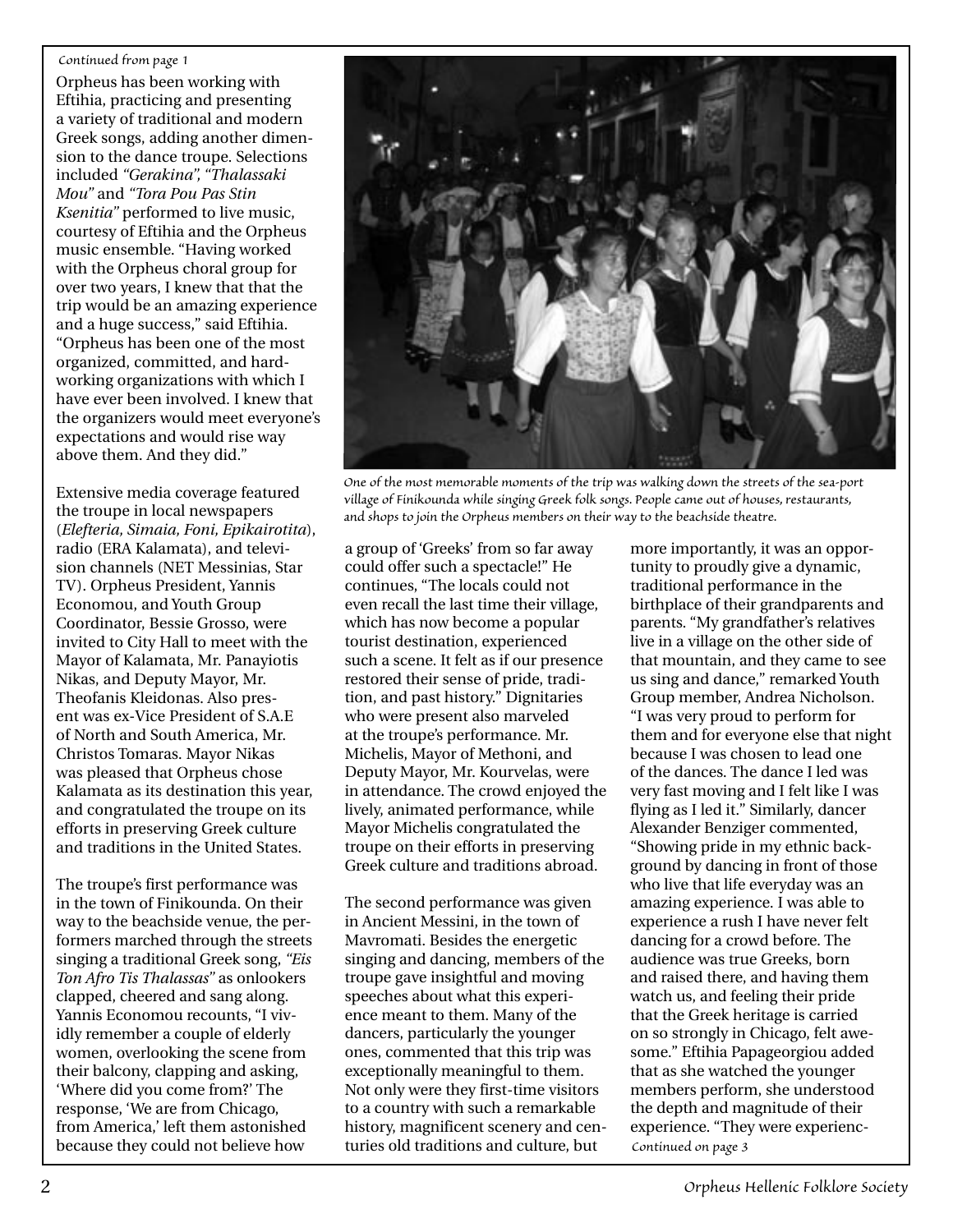*Continued from page 1*

Orpheus has been working with Eftihia, practicing and presenting a variety of traditional and modern Greek songs, adding another dimension to the dance troupe. Selections included *"Gerakina", "Thalassaki Mou"* and *"Tora Pou Pas Stin Ksenitia"* performed to live music, courtesy of Eftihia and the Orpheus music ensemble. "Having worked with the Orpheus choral group for over two years, I knew that that the trip would be an amazing experience and a huge success," said Eftihia. "Orpheus has been one of the most organized, committed, and hard-working organizations with which I have ever been involved. I knew that the organizers would meet everyone's expectations and would rise way above them. And they did."

*One of the most memorable moments of the trip was walking down the streets of the sea-port village of Finikounda while singing Greek folk songs. People came out of houses, restaurants, and shops to join the Orpheus members on their way to the beachside theatre.*

Extensive media coverage featured the troupe in local newspapers (*Elefteria, Simaia, Foni, Epikairotita*), radio (ERA Kalamata), and television channels (NET Messinias, Star TV). Orpheus President, Yannis Economou, and Youth Group Coordinator, Bessie Grosso, were invited to City Hall to meet with the Mayor of Kalamata, Mr. Panayiotis Nikas, and Deputy Mayor, Mr. Theofanis Kleidonas. Also present was ex-Vice President of S.A.E of North and South America, Mr. Christos Tomaras. Mayor Nikas was pleased that Orpheus chose Kalamata as its destination this year, and congratulated the troupe on its efforts in preserving Greek culture and traditions in the United States.

The troupe's first performance was in the town of Finikounda. On their way to the beachside venue, the performers marched through the streets singing a traditional Greek song, *"Eis Ton Afro Tis Thalassas"* as onlookers clapped, cheered and sang along. Yannis Economou recounts, "I vividly remember a couple of elderly women, overlooking the scene from their balcony, clapping and asking, 'Where did you come from?' The response, 'We are from Chicago, from America,' left them astonished because they could not believe how a group of 'Greeks' from so far away could offer such a spectacle!" He continues, "The locals could not even recall the last time their village, which has now become a popular tourist destination, experienced such a scene. It felt as if our presence restored their sense of pride, tradition, and past history." Dignitaries who were present also marveled at the troupe's performance. Mr. Michelis, Mayor of Methoni, and Deputy Mayor, Mr. Kourvelas, were in attendance. The crowd enjoyed the lively, animated performance, while Mayor Michelis congratulated the troupe on their efforts in preserving Greek culture and traditions abroad.

The second performance was given in Ancient Messini, in the town of Mavromati. Besides the energetic singing and dancing, members of the troupe gave insightful and moving speeches about what this experience meant to them. Many of the dancers, particularly the younger ones, commented that this trip was exceptionally meaningful to them. Not only were they first-time visitors to a country with such a remarkable history, magnificent scenery and centuries old traditions and culture, but more importantly, it was an opportunity to proudly give a dynamic, traditional performance in the birthplace of their grandparents and parents. "My grandfather's relatives live in a village on the other side of that mountain, and they came to see us sing and dance," remarked Youth Group member, Andrea Nicholson. "I was very proud to perform for them and for everyone else that night because I was chosen to lead one of the dances. The dance I led was very fast moving and I felt like I was flying as I led it." Similarly, dancer Alexander Benziger commented, "Showing pride in my ethnic background by dancing in front of those who live that life everyday was an amazing experience. I was able to experience a rush I have never felt dancing for a crowd before. The audience was true Greeks, born and raised there, and having them watch us, and feeling their pride that the Greek heritage is carried on so strongly in Chicago, felt awesome." Eftihia Papageorgiou added that as she watched the younger members perform, she understood the depth and magnitude of their experience. "They were experienc-

*Continued on page 3*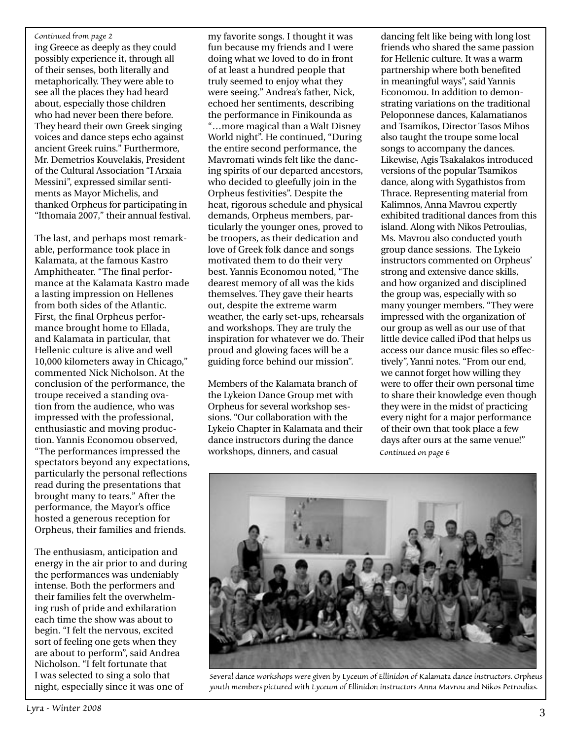*Continued from page 2*

ing Greece as deeply as they could possibly experience it, through all of their senses, both literally and metaphorically. They were able to see all the places they had heard about, especially those children who had never been there before. They heard their own Greek singing voices and dance steps echo against ancient Greek ruins." Furthermore, Mr. Demetrios Kouvelakis, President of the Cultural Association "I Arxaia Messini", expressed similar sentiments as Mayor Michelis, and thanked Orpheus for participating in "Ithomaia 2007," their annual festival.

The last, and perhaps most remarkable, performance took place in Kalamata, at the famous Kastro Amphitheater. "The final performance at the Kalamata Kastro made a lasting impression on Hellenes from both sides of the Atlantic. First, the final Orpheus performance brought home to Ellada, and Kalamata in particular, that Hellenic culture is alive and well 10,000 kilometers away in Chicago," commented Nick Nicholson. At the conclusion of the performance, the troupe received a standing ovation from the audience, who was impressed with the professional, enthusiastic and moving production. Yannis Economou observed, "The performances impressed the spectators beyond any expectations, particularly the personal reflections read during the presentations that brought many to tears." After the performance, the Mayor's office hosted a generous reception for Orpheus, their families and friends.

The enthusiasm, anticipation and energy in the air prior to and during the performances was undeniably intense. Both the performers and their families felt the overwhelming rush of pride and exhilaration each time the show was about to begin. "I felt the nervous, excited sort of feeling one gets when they are about to perform", said Andrea Nicholson. "I felt fortunate that I was selected to sing a solo that night, especially since it was one of my favorite songs. I thought it was fun because my friends and I were doing what we loved to do in front of at least a hundred people that truly seemed to enjoy what they were seeing." Andrea's father, Nick, echoed her sentiments, describing the performance in Finikounda as "…more magical than a Walt Disney World night". He continued, "During the entire second performance, the Mavromati winds felt like the dancing spirits of our departed ancestors, who decided to gleefully join in the Orpheus festivities". Despite the heat, rigorous schedule and physical demands, Orpheus members, particularly the younger ones, proved to be troopers, as their dedication and love of Greek folk dance and songs motivated them to do their very best. Yannis Economou noted, "The dearest memory of all was the kids themselves. They gave their hearts out, despite the extreme warm weather, the early set-ups, rehearsals and workshops. They are truly the inspiration for whatever we do. Their proud and glowing faces will be a guiding force behind our mission".

Members of the Kalamata branch of the Lykeion Dance Group met with Orpheus for several workshop sessions. "Our collaboration with the Lykeio Chapter in Kalamata and their dance instructors during the dance workshops, dinners, and casual dancing felt like being with long lost friends who shared the same passion for Hellenic culture. It was a warm partnership where both benefited in meaningful ways", said Yannis Economou. In addition to demonstrating variations on the traditional Peloponnese dances, Kalamatianos and Tsamikos, Director Tasos Mihos also taught the troupe some local songs to accompany the dances. Likewise, Agis Tsakalakos introduced versions of the popular Tsamikos dance, along with Sygathistos from Thrace. Representing material from Kalimnos, Anna Mavrou expertly exhibited traditional dances from this island. Along with Nikos Petroulias, Ms. Mavrou also conducted youth group dance sessions. The Lykeio instructors commented on Orpheus' strong and extensive dance skills, and how organized and disciplined the group was, especially with so many younger members. "They were impressed with the organization of our group as well as our use of that little device called iPod that helps us access our dance music files so effectively", Yanni notes. "From our end, we cannot forget how willing they were to offer their own personal time to share their knowledge even though they were in the midst of practicing every night for a major performance of their own that took place a few days after ours at the same venue!"

*Continued on page 6*

*Several dance workshops were given by Lyceum of Ellinidon of Kalamata dance instructors. Orpheus youth members pictured with Lyceum of Ellinidon instructors Anna Mavrou and Nikos Petroulias.*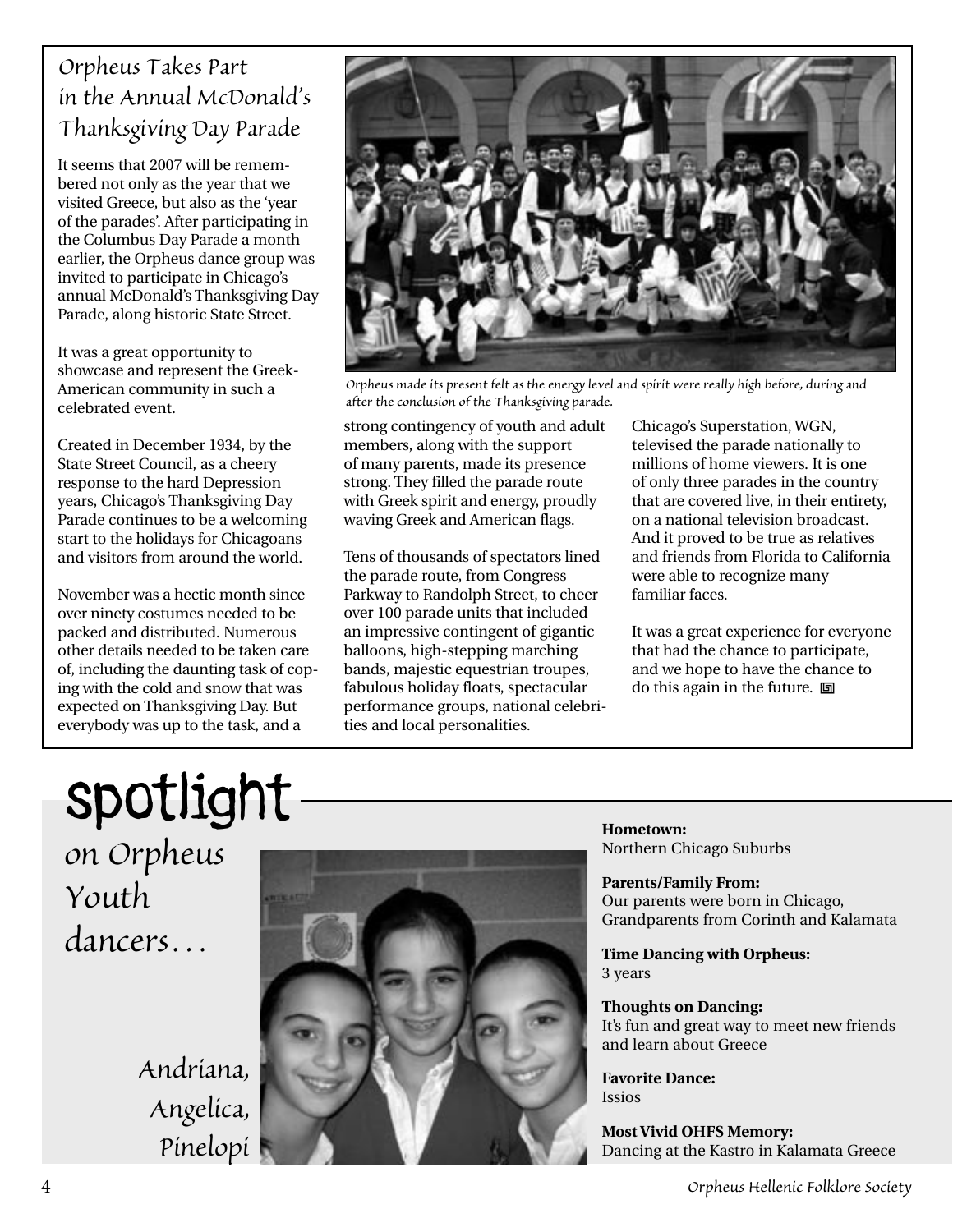## Orpheus Takes Part in the Annual McDonald's Thanksgiving Day Parade

It seems that 2007 will be remembered not only as the year that we visited Greece, but also as the 'year of the parades'. After participating in the Columbus Day Parade a month earlier, the Orpheus dance group was invited to participate in Chicago's annual McDonald's Thanksgiving Day Parade, along historic State Street.

It was a great opportunity to showcase and represent the Greek-American community in such a celebrated event.

Created in December 1934, by the State Street Council, as a cheery response to the hard Depression years, Chicago's Thanksgiving Day Parade continues to be a welcoming start to the holidays for Chicagoans and visitors from around the world.

November was a hectic month since over ninety costumes needed to be packed and distributed. Numerous other details needed to be taken care of, including the daunting task of coping with the cold and snow that was expected on Thanksgiving Day. But everybody was up to the task, and a strong contingency of youth and adult members, along with the support of many parents, made its presence strong. They filled the parade route with Greek spirit and energy, proudly waving Greek and American flags.

*Orpheus made its present felt as the energy level and spirit were really high before, during and after the conclusion of the Thanksgiving parade.*

Tens of thousands of spectators lined the parade route, from Congress Parkway to Randolph Street, to cheer over 100 parade units that included an impressive contingent of gigantic balloons, high-stepping marching bands, majestic equestrian troupes, fabulous holiday floats, spectacular performance groups, national celebrities and local personalities.

Chicago's Superstation, WGN, televised the parade nationally to millions of home viewers. It is one of only three parades in the country that are covered live, in their entirety, on a national television broadcast. And it proved to be true as relatives and friends from Florida to California were able to recognize many familiar faces.

It was a great experience for everyone that had the chance to participate, and we hope to have the chance to do this again in the future.

# spotlight

## on Orpheus Youth dancers…

Andriana, Angelica, Pinelopi

**Hometown:**
Northern Chicago Suburbs

**Parents/Family From:**
Our parents were born in Chicago, Grandparents from Corinth and Kalamata

**Time Dancing with Orpheus:**
3 years

**Thoughts on Dancing:**
It's fun and great way to meet new friends and learn about Greece

**Favorite Dance:**
Issios

**Most Vivid OHFS Memory:**
Dancing at the Kastro in Kalamata Greece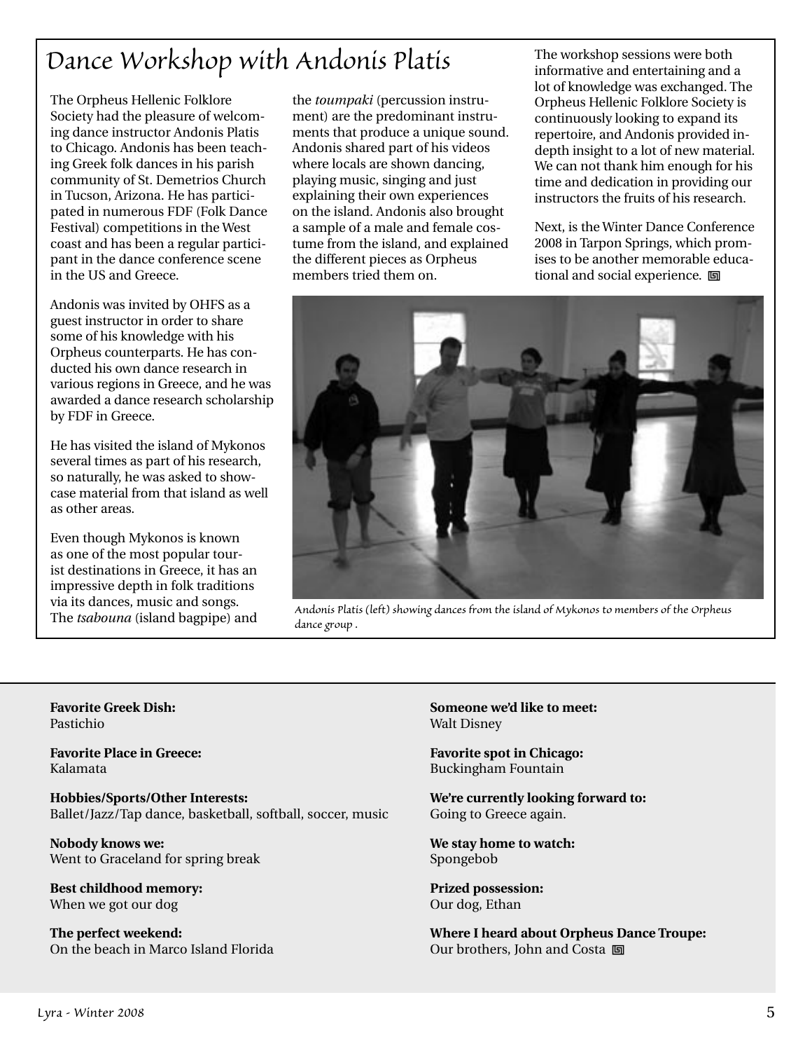# Dance Workshop with Andonis Platis

The Orpheus Hellenic Folklore Society had the pleasure of welcoming dance instructor Andonis Platis to Chicago. Andonis has been teaching Greek folk dances in his parish community of St. Demetrios Church in Tucson, Arizona. He has participated in numerous FDF (Folk Dance Festival) competitions in the West coast and has been a regular participant in the dance conference scene in the US and Greece.

Andonis was invited by OHFS as a guest instructor in order to share some of his knowledge with his Orpheus counterparts. He has conducted his own dance research in various regions in Greece, and he was awarded a dance research scholarship by FDF in Greece.

He has visited the island of Mykonos several times as part of his research, so naturally, he was asked to showcase material from that island as well as other areas.

Even though Mykonos is known as one of the most popular tourist destinations in Greece, it has an impressive depth in folk traditions via its dances, music and songs. The *tsabouna* (island bagpipe) and the *toumpaki* (percussion instrument) are the predominant instruments that produce a unique sound. Andonis shared part of his videos where locals are shown dancing, playing music, singing and just explaining their own experiences on the island. Andonis also brought a sample of a male and female costume from the island, and explained the different pieces as Orpheus members tried them on.

The workshop sessions were both informative and entertaining and a lot of knowledge was exchanged. The Orpheus Hellenic Folklore Society is continuously looking to expand its repertoire, and Andonis provided in-depth insight to a lot of new material. We can not thank him enough for his time and dedication in providing our instructors the fruits of his research.

Next, is the Winter Dance Conference 2008 in Tarpon Springs, which promises to be another memorable educational and social experience.

Andonis Platis (left) showing dances from the island of Mykonos to members of the Orpheus dance group .

---

**Favorite Greek Dish:**
Pastichio

**Favorite Place in Greece:**
Kalamata

**Hobbies/Sports/Other Interests:**
Ballet/Jazz/Tap dance, basketball, softball, soccer, music

**Nobody knows we:**
Went to Graceland for spring break

**Best childhood memory:**
When we got our dog

**The perfect weekend:**
On the beach in Marco Island Florida

**Someone we'd like to meet:**
Walt Disney

**Favorite spot in Chicago:**
Buckingham Fountain

**We're currently looking forward to:**
Going to Greece again.

**We stay home to watch:**
Spongebob

**Prized possession:**
Our dog, Ethan

**Where I heard about Orpheus Dance Troupe:**
Our brothers, John and Costa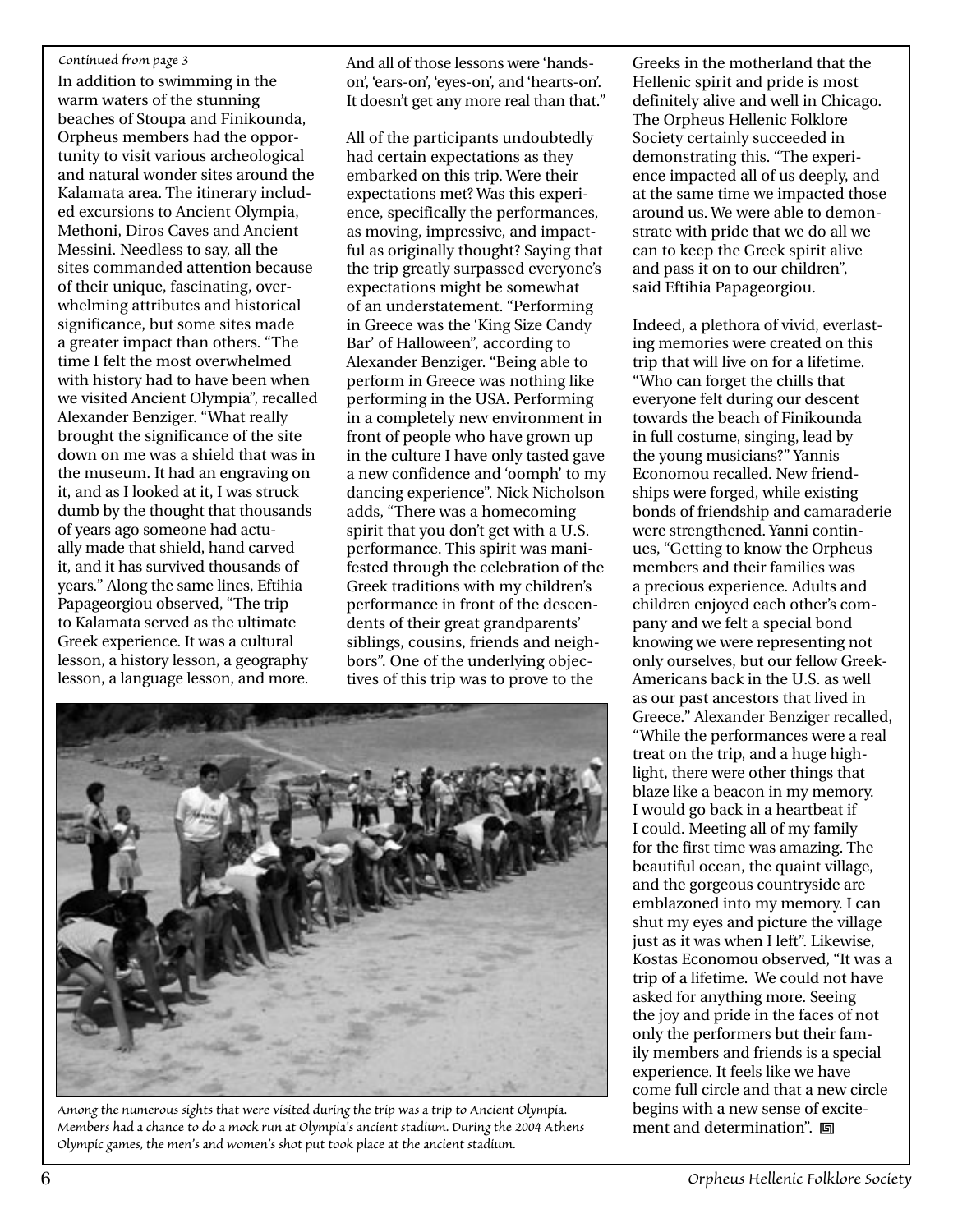*Continued from page 3*

In addition to swimming in the warm waters of the stunning beaches of Stoupa and Finikounda, Orpheus members had the opportunity to visit various archeological and natural wonder sites around the Kalamata area. The itinerary included excursions to Ancient Olympia, Methoni, Diros Caves and Ancient Messini. Needless to say, all the sites commanded attention because of their unique, fascinating, overwhelming attributes and historical significance, but some sites made a greater impact than others. "The time I felt the most overwhelmed with history had to have been when we visited Ancient Olympia", recalled Alexander Benziger. "What really brought the significance of the site down on me was a shield that was in the museum. It had an engraving on it, and as I looked at it, I was struck dumb by the thought that thousands of years ago someone had actually made that shield, hand carved it, and it has survived thousands of years." Along the same lines, Eftihia Papageorgiou observed, "The trip to Kalamata served as the ultimate Greek experience. It was a cultural lesson, a history lesson, a geography lesson, a language lesson, and more. And all of those lessons were 'hands-on', 'ears-on', 'eyes-on', and 'hearts-on'. It doesn't get any more real than that."

All of the participants undoubtedly had certain expectations as they embarked on this trip. Were their expectations met? Was this experience, specifically the performances, as moving, impressive, and impactful as originally thought? Saying that the trip greatly surpassed everyone's expectations might be somewhat of an understatement. "Performing in Greece was the 'King Size Candy Bar' of Halloween", according to Alexander Benziger. "Being able to perform in Greece was nothing like performing in the USA. Performing in a completely new environment in front of people who have grown up in the culture I have only tasted gave a new confidence and 'oomph' to my dancing experience". Nick Nicholson adds, "There was a homecoming spirit that you don't get with a U.S. performance. This spirit was manifested through the celebration of the Greek traditions with my children's performance in front of the descendents of their great grandparents' siblings, cousins, friends and neighbors". One of the underlying objectives of this trip was to prove to the Greeks in the motherland that the Hellenic spirit and pride is most definitely alive and well in Chicago. The Orpheus Hellenic Folklore Society certainly succeeded in demonstrating this. "The experience impacted all of us deeply, and at the same time we impacted those around us. We were able to demonstrate with pride that we do all we can to keep the Greek spirit alive and pass it on to our children", said Eftihia Papageorgiou.

Indeed, a plethora of vivid, everlasting memories were created on this trip that will live on for a lifetime. "Who can forget the chills that everyone felt during our descent towards the beach of Finikounda in full costume, singing, lead by the young musicians?" Yannis Economou recalled. New friendships were forged, while existing bonds of friendship and camaraderie were strengthened. Yanni continues, "Getting to know the Orpheus members and their families was a precious experience. Adults and children enjoyed each other's company and we felt a special bond knowing we were representing not only ourselves, but our fellow Greek-Americans back in the U.S. as well as our past ancestors that lived in Greece." Alexander Benziger recalled, "While the performances were a real treat on the trip, and a huge highlight, there were other things that blaze like a beacon in my memory. I would go back in a heartbeat if I could. Meeting all of my family for the first time was amazing. The beautiful ocean, the quaint village, and the gorgeous countryside are emblazoned into my memory. I can shut my eyes and picture the village just as it was when I left". Likewise, Kostas Economou observed, "It was a trip of a lifetime. We could not have asked for anything more. Seeing the joy and pride in the faces of not only the performers but their family members and friends is a special experience. It feels like we have come full circle and that a new circle begins with a new sense of excitement and determination".

*Among the numerous sights that were visited during the trip was a trip to Ancient Olympia. Members had a chance to do a mock run at Olympia's ancient stadium. During the 2004 Athens Olympic games, the men's and women's shot put took place at the ancient stadium.*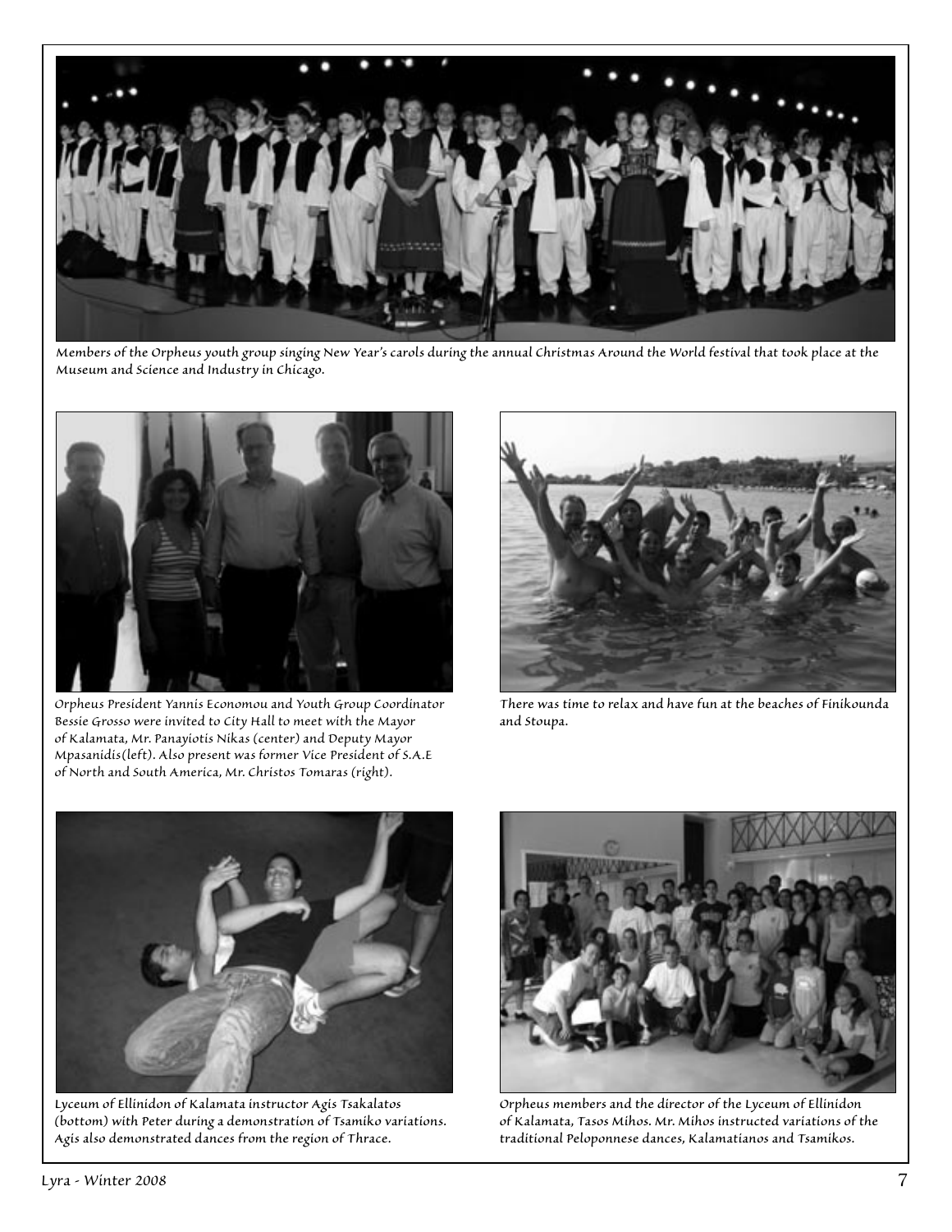Members of the Orpheus youth group singing New Year's carols during the annual Christmas Around the World festival that took place at the Museum and Science and Industry in Chicago.

Orpheus President Yannis Economou and Youth Group Coordinator Bessie Grosso were invited to City Hall to meet with the Mayor of Kalamata, Mr. Panayiotis Nikas (center) and Deputy Mayor Mpasanidis(left). Also present was former Vice President of S.A.E of North and South America, Mr. Christos Tomaras (right).

There was time to relax and have fun at the beaches of Finikounda and Stoupa.

Lyceum of Ellinidon of Kalamata instructor Agis Tsakalatos (bottom) with Peter during a demonstration of Tsamiko variations. Agis also demonstrated dances from the region of Thrace.

Orpheus members and the director of the Lyceum of Ellinidon of Kalamata, Tasos Mihos. Mr. Mihos instructed variations of the traditional Peloponnese dances, Kalamatianos and Tsamikos.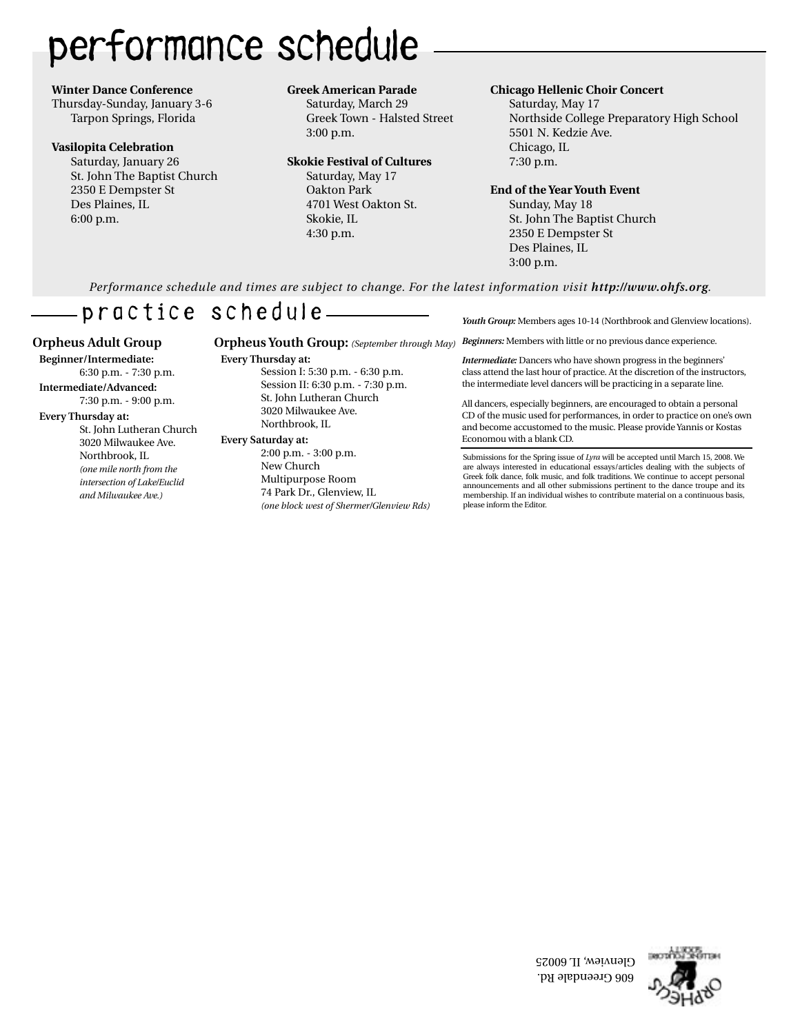# performance schedule

**Winter Dance Conference**
Thursday-Sunday, January 3-6
Tarpon Springs, Florida

**Vasilopita Celebration**
Saturday, January 26
St. John The Baptist Church
2350 E Dempster St
Des Plaines, IL
6:00 p.m.

**Greek American Parade**
Saturday, March 29
Greek Town - Halsted Street
3:00 p.m.

**Skokie Festival of Cultures**
Saturday, May 17
Oakton Park
4701 West Oakton St.
Skokie, IL
4:30 p.m.

**Chicago Hellenic Choir Concert**
Saturday, May 17
Northside College Preparatory High School
5501 N. Kedzie Ave.
Chicago, IL
7:30 p.m.

**End of the Year Youth Event**
Sunday, May 18
St. John The Baptist Church
2350 E Dempster St
Des Plaines, IL
3:00 p.m.

*Performance schedule and times are subject to change. For the latest information visit* ***http://www.ohfs.org****.*

# practice schedule

## Orpheus Adult Group

**Beginner/Intermediate:**
6:30 p.m. - 7:30 p.m.

**Intermediate/Advanced:**
7:30 p.m. - 9:00 p.m.

**Every Thursday at:**
St. John Lutheran Church
3020 Milwaukee Ave.
Northbrook, IL
*(one mile north from the intersection of Lake/Euclid and Milwaukee Ave.)*

## Orpheus Youth Group: *(September through May)*

**Every Thursday at:**
Session I: 5:30 p.m. - 6:30 p.m.
Session II: 6:30 p.m. - 7:30 p.m.
St. John Lutheran Church
3020 Milwaukee Ave.
Northbrook, IL

**Every Saturday at:**
2:00 p.m. - 3:00 p.m.
New Church
Multipurpose Room
74 Park Dr., Glenview, IL
*(one block west of Shermer/Glenview Rds)*

***Youth Group:*** Members ages 10-14 (Northbrook and Glenview locations).

***Beginners:*** Members with little or no previous dance experience.

***Intermediate:*** Dancers who have shown progress in the beginners' class attend the last hour of practice. At the discretion of the instructors, the intermediate level dancers will be practicing in a separate line.

All dancers, especially beginners, are encouraged to obtain a personal CD of the music used for performances, in order to practice on one's own and become accustomed to the music. Please provide Yannis or Kostas Economou with a blank CD.

Submissions for the Spring issue of *Lyra* will be accepted until March 15, 2008. We are always interested in educational essays/articles dealing with the subjects of Greek folk dance, folk music, and folk traditions. We continue to accept personal announcements and all other submissions pertinent to the dance troupe and its membership. If an individual wishes to contribute material on a continuous basis, please inform the Editor.

606 Greendale Rd.
Glenview, IL 60025